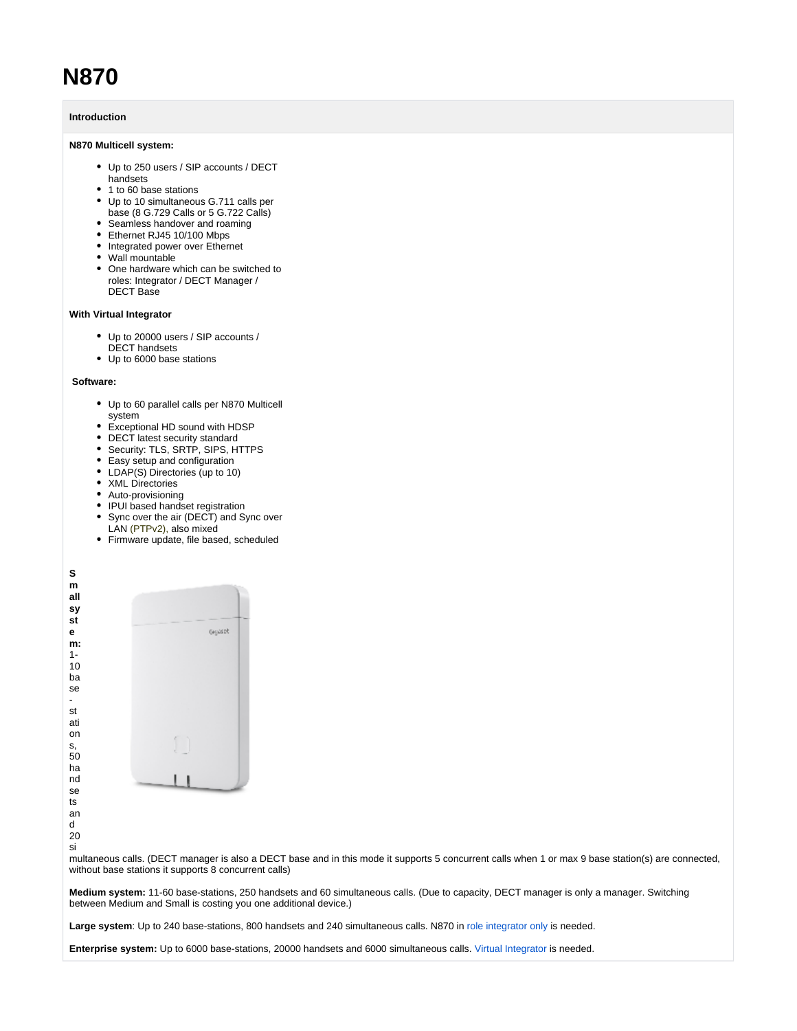# N870

**Introduction**

**N870 Multicell system:**

- Up to 250 users / SIP accounts / DECT handsets
- 1 to 60 base stations
- Up to 10 simultaneous G.711 calls per base (8 G.729 Calls or 5 G.722 Calls)
- Seamless handover and roaming
- Ethernet RJ45 10/100 Mbps
- Integrated power over Ethernet
- Wall mountable
- One hardware which can be switched to roles: Integrator / DECT Manager / DECT Base

**With Virtual Integrator**

- Up to 20000 users / SIP accounts / DECT handsets
- Up to 6000 base stations

**Software:**

- Up to 60 parallel calls per N870 Multicell system
- Exceptional HD sound with HDSP
- DECT latest security standard
- Security: TLS, SRTP, SIPS, HTTPS
- Easy setup and configuration
- LDAP(S) Directories (up to 10)
- XML Directories
- Auto-provisioning
- IPUI based handset registration
- Sync over the air (DECT) and Sync over LAN (PTPv2), also mixed
- Firmware update, file based, scheduled

**Small system:** 1-10 base-stations, 50 handsets and 20 simultaneous calls. (DECT manager is also a DECT base and in this mode it supports 5 concurrent calls when 1 or max 9 base station(s) are connected, without base stations it supports 8 concurrent calls)

**Medium system:** 11-60 base-stations, 250 handsets and 60 simultaneous calls. (Due to capacity, DECT manager is only a manager. Switching between Medium and Small is costing you one additional device.)

**Large system**: Up to 240 base-stations, 800 handsets and 240 simultaneous calls. N870 in role integrator only is needed.

**Enterprise system:** Up to 6000 base-stations, 20000 handsets and 6000 simultaneous calls. Virtual Integrator is needed.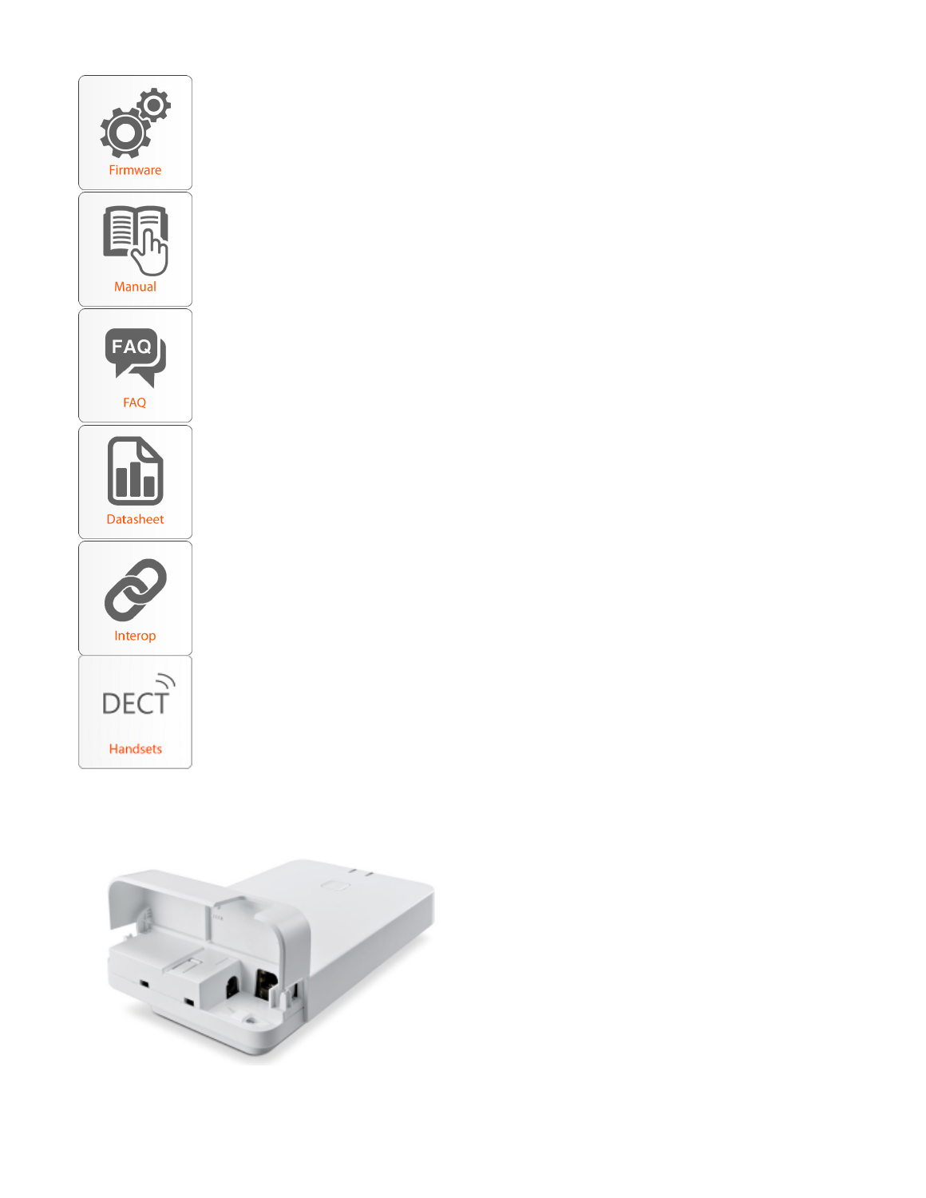Firmware

Manual

FAQ

Datasheet

Interop

DECT

Handsets